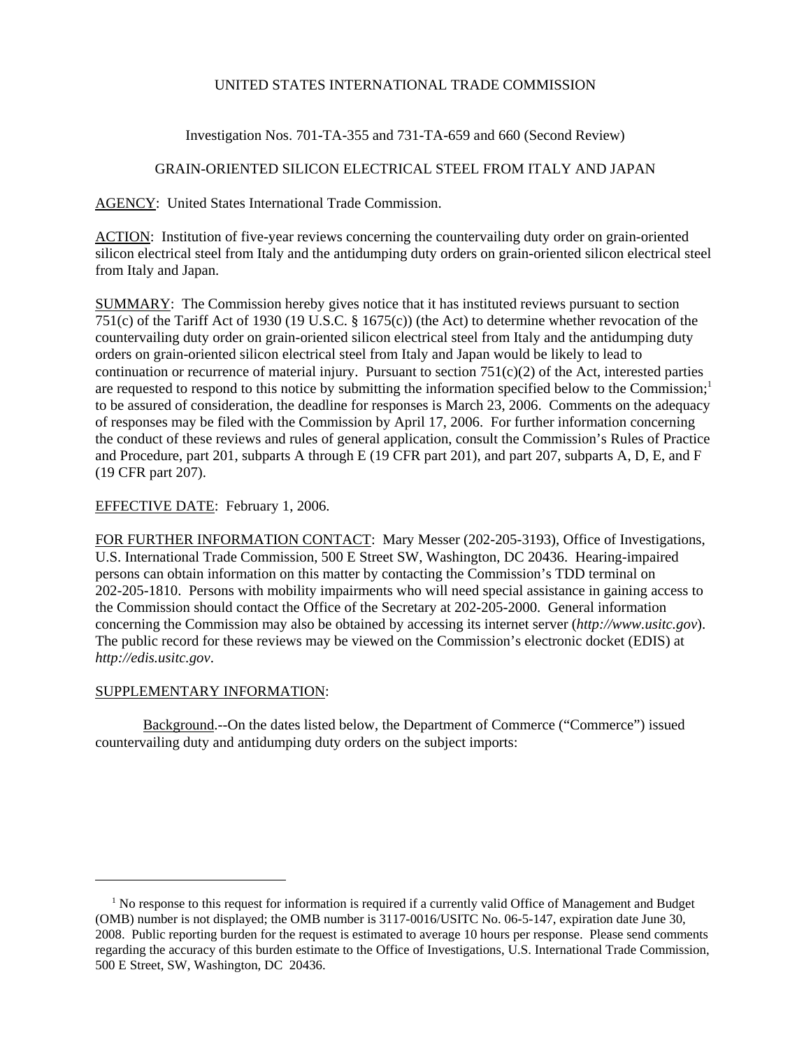UNITED STATES INTERNATIONAL TRADE COMMISSION

Investigation Nos. 701-TA-355 and 731-TA-659 and 660 (Second Review)

GRAIN-ORIENTED SILICON ELECTRICAL STEEL FROM ITALY AND JAPAN

AGENCY: United States International Trade Commission.

ACTION: Institution of five-year reviews concerning the countervailing duty order on grain-oriented silicon electrical steel from Italy and the antidumping duty orders on grain-oriented silicon electrical steel from Italy and Japan.

SUMMARY: The Commission hereby gives notice that it has instituted reviews pursuant to section 751(c) of the Tariff Act of 1930 (19 U.S.C. § 1675(c)) (the Act) to determine whether revocation of the countervailing duty order on grain-oriented silicon electrical steel from Italy and the antidumping duty orders on grain-oriented silicon electrical steel from Italy and Japan would be likely to lead to continuation or recurrence of material injury. Pursuant to section 751(c)(2) of the Act, interested parties are requested to respond to this notice by submitting the information specified below to the Commission;[1] to be assured of consideration, the deadline for responses is March 23, 2006. Comments on the adequacy of responses may be filed with the Commission by April 17, 2006. For further information concerning the conduct of these reviews and rules of general application, consult the Commission's Rules of Practice and Procedure, part 201, subparts A through E (19 CFR part 201), and part 207, subparts A, D, E, and F (19 CFR part 207).

EFFECTIVE DATE: February 1, 2006.

FOR FURTHER INFORMATION CONTACT: Mary Messer (202-205-3193), Office of Investigations, U.S. International Trade Commission, 500 E Street SW, Washington, DC 20436. Hearing-impaired persons can obtain information on this matter by contacting the Commission's TDD terminal on 202-205-1810. Persons with mobility impairments who will need special assistance in gaining access to the Commission should contact the Office of the Secretary at 202-205-2000. General information concerning the Commission may also be obtained by accessing its internet server (*http://www.usitc.gov*). The public record for these reviews may be viewed on the Commission's electronic docket (EDIS) at *http://edis.usitc.gov*.

SUPPLEMENTARY INFORMATION:

Background.--On the dates listed below, the Department of Commerce ("Commerce") issued countervailing duty and antidumping duty orders on the subject imports:

[1] No response to this request for information is required if a currently valid Office of Management and Budget (OMB) number is not displayed; the OMB number is 3117-0016/USITC No. 06-5-147, expiration date June 30, 2008. Public reporting burden for the request is estimated to average 10 hours per response. Please send comments regarding the accuracy of this burden estimate to the Office of Investigations, U.S. International Trade Commission, 500 E Street, SW, Washington, DC 20436.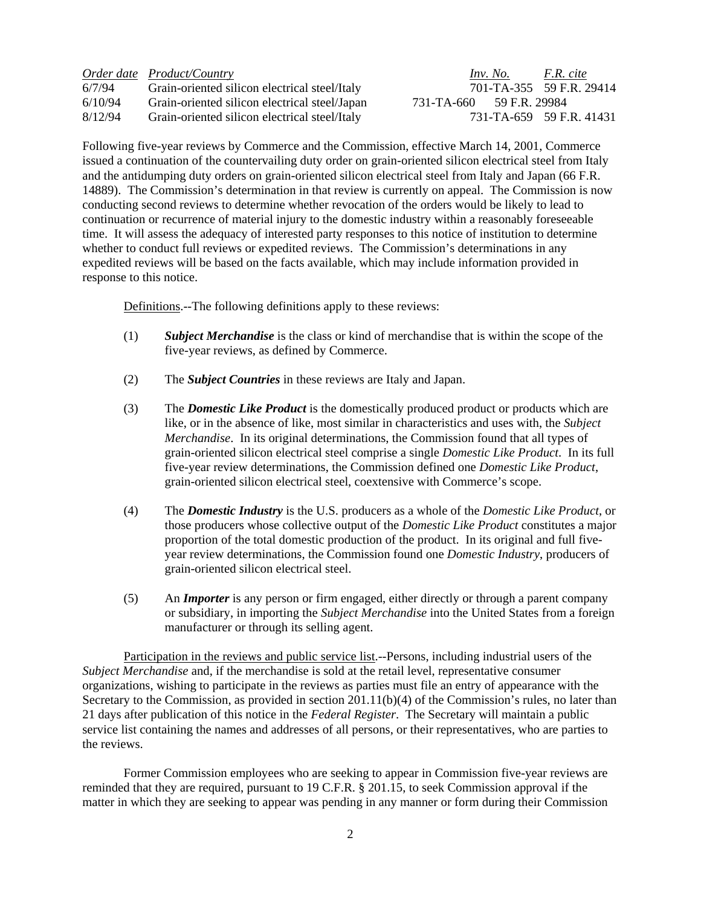| *Order date* | *Product/Country* | *Inv. No.* | *F.R. cite* |
|---|---|---|---|
| 6/7/94 | Grain-oriented silicon electrical steel/Italy | 701-TA-355 | 59 F.R. 29414 |
| 6/10/94 | Grain-oriented silicon electrical steel/Japan | 731-TA-660 | 59 F.R. 29984 |
| 8/12/94 | Grain-oriented silicon electrical steel/Italy | 731-TA-659 | 59 F.R. 41431 |

Following five-year reviews by Commerce and the Commission, effective March 14, 2001, Commerce issued a continuation of the countervailing duty order on grain-oriented silicon electrical steel from Italy and the antidumping duty orders on grain-oriented silicon electrical steel from Italy and Japan (66 F.R. 14889). The Commission's determination in that review is currently on appeal. The Commission is now conducting second reviews to determine whether revocation of the orders would be likely to lead to continuation or recurrence of material injury to the domestic industry within a reasonably foreseeable time. It will assess the adequacy of interested party responses to this notice of institution to determine whether to conduct full reviews or expedited reviews. The Commission's determinations in any expedited reviews will be based on the facts available, which may include information provided in response to this notice.

Definitions.--The following definitions apply to these reviews:

(1) ***Subject Merchandise*** is the class or kind of merchandise that is within the scope of the five-year reviews, as defined by Commerce.

(2) The ***Subject Countries*** in these reviews are Italy and Japan.

(3) The ***Domestic Like Product*** is the domestically produced product or products which are like, or in the absence of like, most similar in characteristics and uses with, the *Subject Merchandise*. In its original determinations, the Commission found that all types of grain-oriented silicon electrical steel comprise a single *Domestic Like Product*. In its full five-year review determinations, the Commission defined one *Domestic Like Product*, grain-oriented silicon electrical steel, coextensive with Commerce's scope.

(4) The ***Domestic Industry*** is the U.S. producers as a whole of the *Domestic Like Product*, or those producers whose collective output of the *Domestic Like Product* constitutes a major proportion of the total domestic production of the product. In its original and full five-year review determinations, the Commission found one *Domestic Industry*, producers of grain-oriented silicon electrical steel.

(5) An ***Importer*** is any person or firm engaged, either directly or through a parent company or subsidiary, in importing the *Subject Merchandise* into the United States from a foreign manufacturer or through its selling agent.

Participation in the reviews and public service list.--Persons, including industrial users of the *Subject Merchandise* and, if the merchandise is sold at the retail level, representative consumer organizations, wishing to participate in the reviews as parties must file an entry of appearance with the Secretary to the Commission, as provided in section 201.11(b)(4) of the Commission's rules, no later than 21 days after publication of this notice in the *Federal Register*. The Secretary will maintain a public service list containing the names and addresses of all persons, or their representatives, who are parties to the reviews.

Former Commission employees who are seeking to appear in Commission five-year reviews are reminded that they are required, pursuant to 19 C.F.R. § 201.15, to seek Commission approval if the matter in which they are seeking to appear was pending in any manner or form during their Commission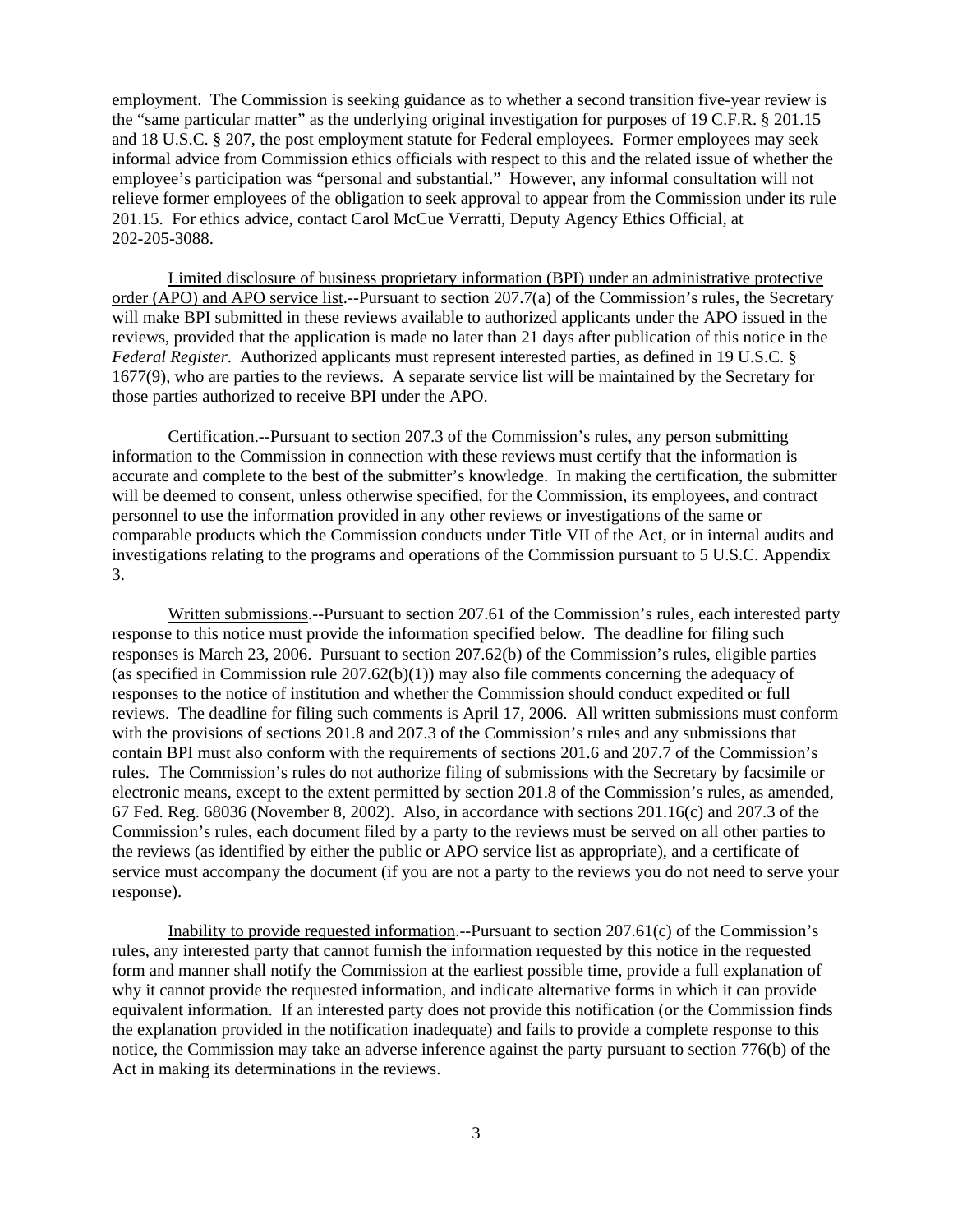employment. The Commission is seeking guidance as to whether a second transition five-year review is the "same particular matter" as the underlying original investigation for purposes of 19 C.F.R. § 201.15 and 18 U.S.C. § 207, the post employment statute for Federal employees. Former employees may seek informal advice from Commission ethics officials with respect to this and the related issue of whether the employee's participation was "personal and substantial." However, any informal consultation will not relieve former employees of the obligation to seek approval to appear from the Commission under its rule 201.15. For ethics advice, contact Carol McCue Verratti, Deputy Agency Ethics Official, at 202-205-3088.

Limited disclosure of business proprietary information (BPI) under an administrative protective order (APO) and APO service list.--Pursuant to section 207.7(a) of the Commission's rules, the Secretary will make BPI submitted in these reviews available to authorized applicants under the APO issued in the reviews, provided that the application is made no later than 21 days after publication of this notice in the *Federal Register*. Authorized applicants must represent interested parties, as defined in 19 U.S.C. § 1677(9), who are parties to the reviews. A separate service list will be maintained by the Secretary for those parties authorized to receive BPI under the APO.

Certification.--Pursuant to section 207.3 of the Commission's rules, any person submitting information to the Commission in connection with these reviews must certify that the information is accurate and complete to the best of the submitter's knowledge. In making the certification, the submitter will be deemed to consent, unless otherwise specified, for the Commission, its employees, and contract personnel to use the information provided in any other reviews or investigations of the same or comparable products which the Commission conducts under Title VII of the Act, or in internal audits and investigations relating to the programs and operations of the Commission pursuant to 5 U.S.C. Appendix 3.

Written submissions.--Pursuant to section 207.61 of the Commission's rules, each interested party response to this notice must provide the information specified below. The deadline for filing such responses is March 23, 2006. Pursuant to section 207.62(b) of the Commission's rules, eligible parties (as specified in Commission rule 207.62(b)(1)) may also file comments concerning the adequacy of responses to the notice of institution and whether the Commission should conduct expedited or full reviews. The deadline for filing such comments is April 17, 2006. All written submissions must conform with the provisions of sections 201.8 and 207.3 of the Commission's rules and any submissions that contain BPI must also conform with the requirements of sections 201.6 and 207.7 of the Commission's rules. The Commission's rules do not authorize filing of submissions with the Secretary by facsimile or electronic means, except to the extent permitted by section 201.8 of the Commission's rules, as amended, 67 Fed. Reg. 68036 (November 8, 2002). Also, in accordance with sections 201.16(c) and 207.3 of the Commission's rules, each document filed by a party to the reviews must be served on all other parties to the reviews (as identified by either the public or APO service list as appropriate), and a certificate of service must accompany the document (if you are not a party to the reviews you do not need to serve your response).

Inability to provide requested information.--Pursuant to section 207.61(c) of the Commission's rules, any interested party that cannot furnish the information requested by this notice in the requested form and manner shall notify the Commission at the earliest possible time, provide a full explanation of why it cannot provide the requested information, and indicate alternative forms in which it can provide equivalent information. If an interested party does not provide this notification (or the Commission finds the explanation provided in the notification inadequate) and fails to provide a complete response to this notice, the Commission may take an adverse inference against the party pursuant to section 776(b) of the Act in making its determinations in the reviews.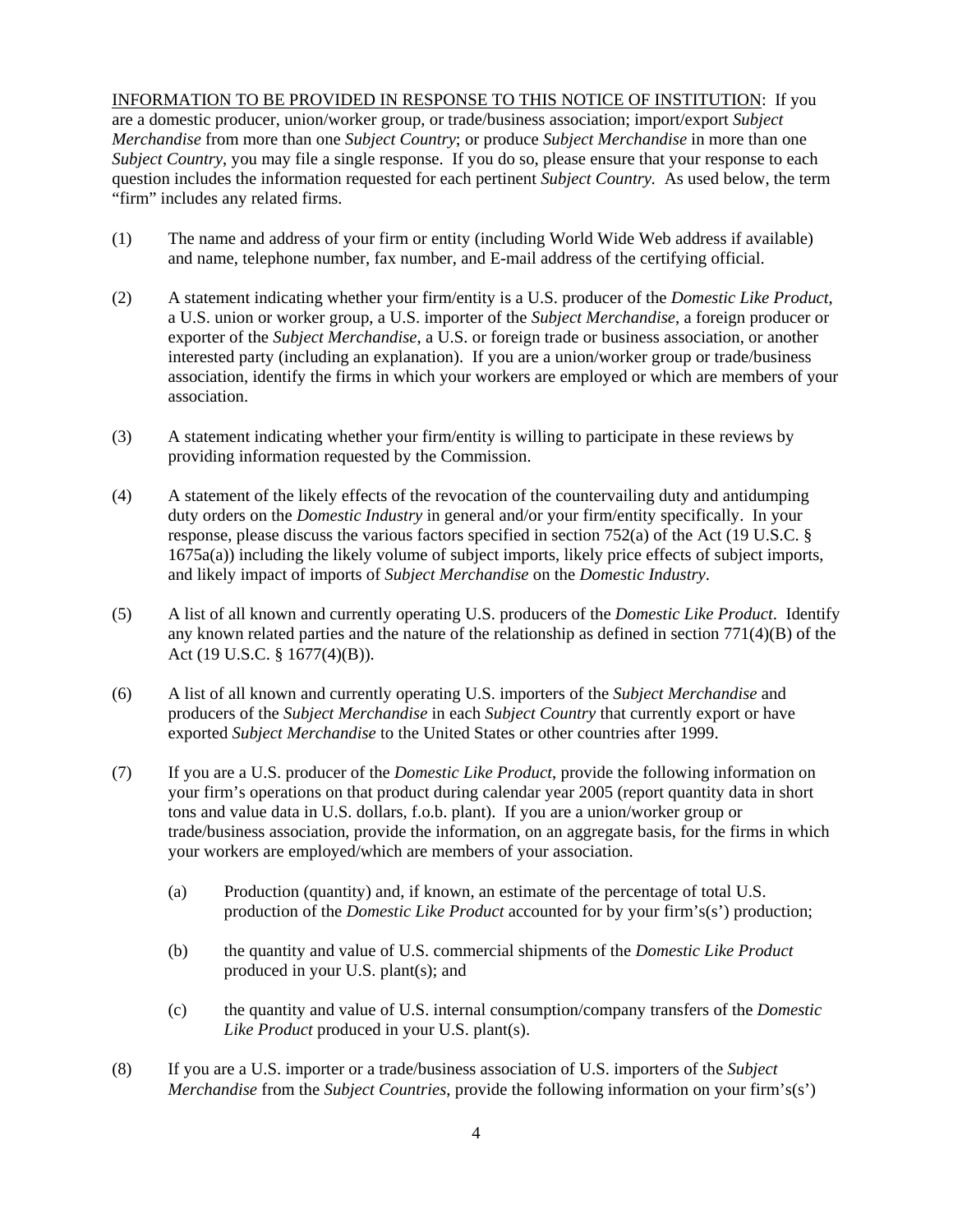<u>INFORMATION TO BE PROVIDED IN RESPONSE TO THIS NOTICE OF INSTITUTION</u>: If you are a domestic producer, union/worker group, or trade/business association; import/export *Subject Merchandise* from more than one *Subject Country*; or produce *Subject Merchandise* in more than one *Subject Country*, you may file a single response. If you do so, please ensure that your response to each question includes the information requested for each pertinent *Subject Country.* As used below, the term "firm" includes any related firms.

(1) The name and address of your firm or entity (including World Wide Web address if available) and name, telephone number, fax number, and E-mail address of the certifying official.

(2) A statement indicating whether your firm/entity is a U.S. producer of the *Domestic Like Product*, a U.S. union or worker group, a U.S. importer of the *Subject Merchandise*, a foreign producer or exporter of the *Subject Merchandise*, a U.S. or foreign trade or business association, or another interested party (including an explanation). If you are a union/worker group or trade/business association, identify the firms in which your workers are employed or which are members of your association.

(3) A statement indicating whether your firm/entity is willing to participate in these reviews by providing information requested by the Commission.

(4) A statement of the likely effects of the revocation of the countervailing duty and antidumping duty orders on the *Domestic Industry* in general and/or your firm/entity specifically. In your response, please discuss the various factors specified in section 752(a) of the Act (19 U.S.C. § 1675a(a)) including the likely volume of subject imports, likely price effects of subject imports, and likely impact of imports of *Subject Merchandise* on the *Domestic Industry*.

(5) A list of all known and currently operating U.S. producers of the *Domestic Like Product*. Identify any known related parties and the nature of the relationship as defined in section 771(4)(B) of the Act (19 U.S.C. § 1677(4)(B)).

(6) A list of all known and currently operating U.S. importers of the *Subject Merchandise* and producers of the *Subject Merchandise* in each *Subject Country* that currently export or have exported *Subject Merchandise* to the United States or other countries after 1999.

(7) If you are a U.S. producer of the *Domestic Like Product*, provide the following information on your firm's operations on that product during calendar year 2005 (report quantity data in short tons and value data in U.S. dollars, f.o.b. plant). If you are a union/worker group or trade/business association, provide the information, on an aggregate basis, for the firms in which your workers are employed/which are members of your association.

   (a) Production (quantity) and, if known, an estimate of the percentage of total U.S. production of the *Domestic Like Product* accounted for by your firm's(s') production;

   (b) the quantity and value of U.S. commercial shipments of the *Domestic Like Product* produced in your U.S. plant(s); and

   (c) the quantity and value of U.S. internal consumption/company transfers of the *Domestic Like Product* produced in your U.S. plant(s).

(8) If you are a U.S. importer or a trade/business association of U.S. importers of the *Subject Merchandise* from the *Subject Countries*, provide the following information on your firm's(s')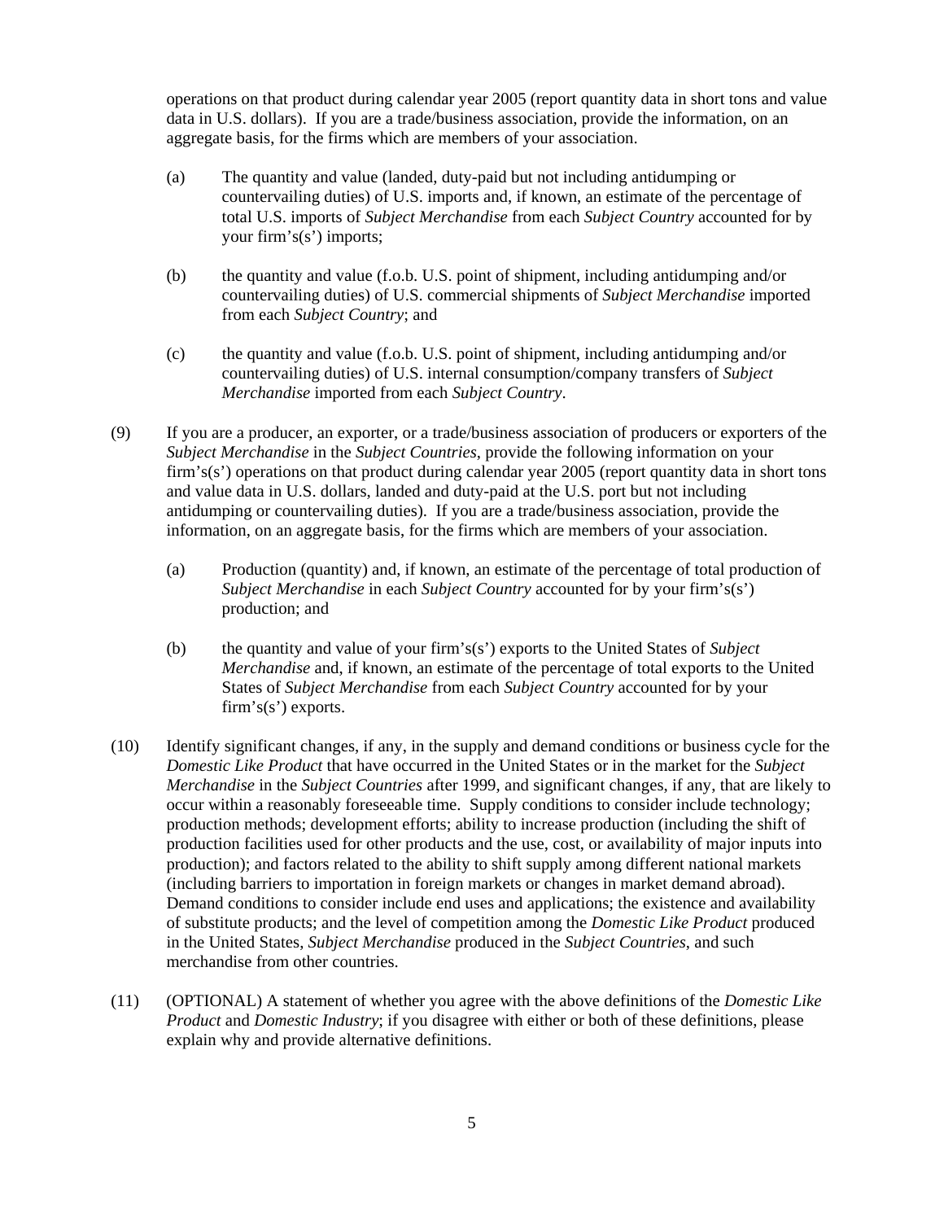operations on that product during calendar year 2005 (report quantity data in short tons and value data in U.S. dollars). If you are a trade/business association, provide the information, on an aggregate basis, for the firms which are members of your association.

(a) The quantity and value (landed, duty-paid but not including antidumping or countervailing duties) of U.S. imports and, if known, an estimate of the percentage of total U.S. imports of *Subject Merchandise* from each *Subject Country* accounted for by your firm's(s') imports;

(b) the quantity and value (f.o.b. U.S. point of shipment, including antidumping and/or countervailing duties) of U.S. commercial shipments of *Subject Merchandise* imported from each *Subject Country*; and

(c) the quantity and value (f.o.b. U.S. point of shipment, including antidumping and/or countervailing duties) of U.S. internal consumption/company transfers of *Subject Merchandise* imported from each *Subject Country*.

(9) If you are a producer, an exporter, or a trade/business association of producers or exporters of the *Subject Merchandise* in the *Subject Countries*, provide the following information on your firm's(s') operations on that product during calendar year 2005 (report quantity data in short tons and value data in U.S. dollars, landed and duty-paid at the U.S. port but not including antidumping or countervailing duties). If you are a trade/business association, provide the information, on an aggregate basis, for the firms which are members of your association.

(a) Production (quantity) and, if known, an estimate of the percentage of total production of *Subject Merchandise* in each *Subject Country* accounted for by your firm's(s') production; and

(b) the quantity and value of your firm's(s') exports to the United States of *Subject Merchandise* and, if known, an estimate of the percentage of total exports to the United States of *Subject Merchandise* from each *Subject Country* accounted for by your firm's(s') exports.

(10) Identify significant changes, if any, in the supply and demand conditions or business cycle for the *Domestic Like Product* that have occurred in the United States or in the market for the *Subject Merchandise* in the *Subject Countries* after 1999, and significant changes, if any, that are likely to occur within a reasonably foreseeable time. Supply conditions to consider include technology; production methods; development efforts; ability to increase production (including the shift of production facilities used for other products and the use, cost, or availability of major inputs into production); and factors related to the ability to shift supply among different national markets (including barriers to importation in foreign markets or changes in market demand abroad). Demand conditions to consider include end uses and applications; the existence and availability of substitute products; and the level of competition among the *Domestic Like Product* produced in the United States, *Subject Merchandise* produced in the *Subject Countries*, and such merchandise from other countries.

(11) (OPTIONAL) A statement of whether you agree with the above definitions of the *Domestic Like Product* and *Domestic Industry*; if you disagree with either or both of these definitions, please explain why and provide alternative definitions.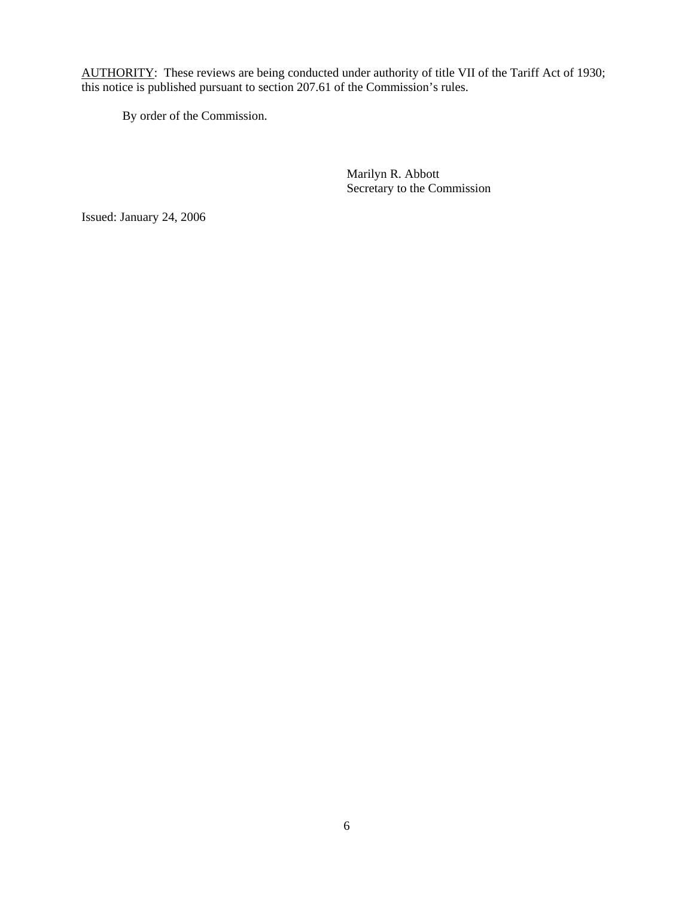<u>AUTHORITY</u>: These reviews are being conducted under authority of title VII of the Tariff Act of 1930; this notice is published pursuant to section 207.61 of the Commission's rules.

By order of the Commission.

Marilyn R. Abbott
Secretary to the Commission

Issued: January 24, 2006